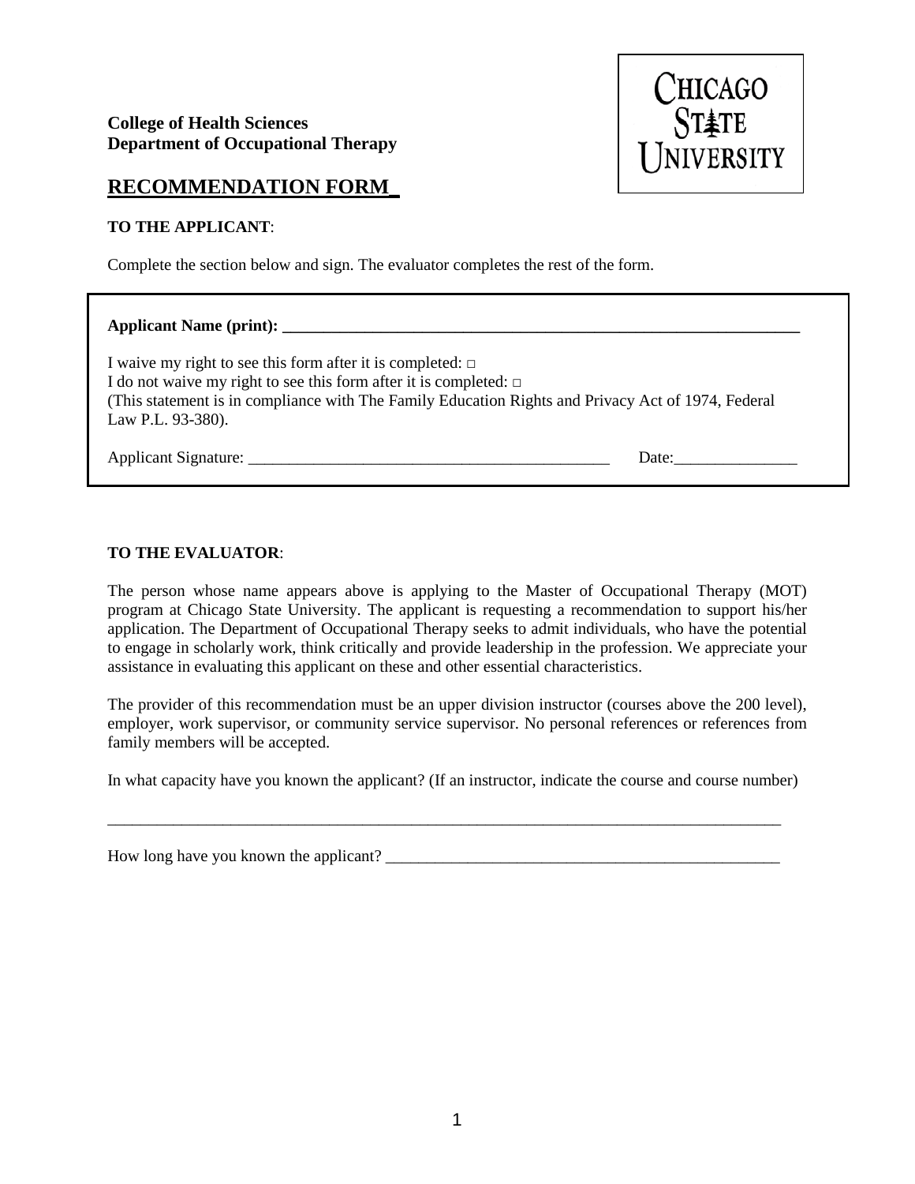**College of Health Sciences**
**Department of Occupational Therapy**

CHICAGO STATE UNIVERSITY

## RECOMMENDATION FORM

**TO THE APPLICANT**:

Complete the section below and sign. The evaluator completes the rest of the form.

**Applicant Name (print):** ___________________________________________________________________

I waive my right to see this form after it is completed: □
I do not waive my right to see this form after it is completed: □
(This statement is in compliance with The Family Education Rights and Privacy Act of 1974, Federal Law P.L. 93-380).

Applicant Signature: _____________________________________________ Date:_______________

**TO THE EVALUATOR**:

The person whose name appears above is applying to the Master of Occupational Therapy (MOT) program at Chicago State University. The applicant is requesting a recommendation to support his/her application. The Department of Occupational Therapy seeks to admit individuals, who have the potential to engage in scholarly work, think critically and provide leadership in the profession. We appreciate your assistance in evaluating this applicant on these and other essential characteristics.

The provider of this recommendation must be an upper division instructor (courses above the 200 level), employer, work supervisor, or community service supervisor. No personal references or references from family members will be accepted.

In what capacity have you known the applicant? (If an instructor, indicate the course and course number)

____________________________________________________________________________________

How long have you known the applicant? __________________________________________________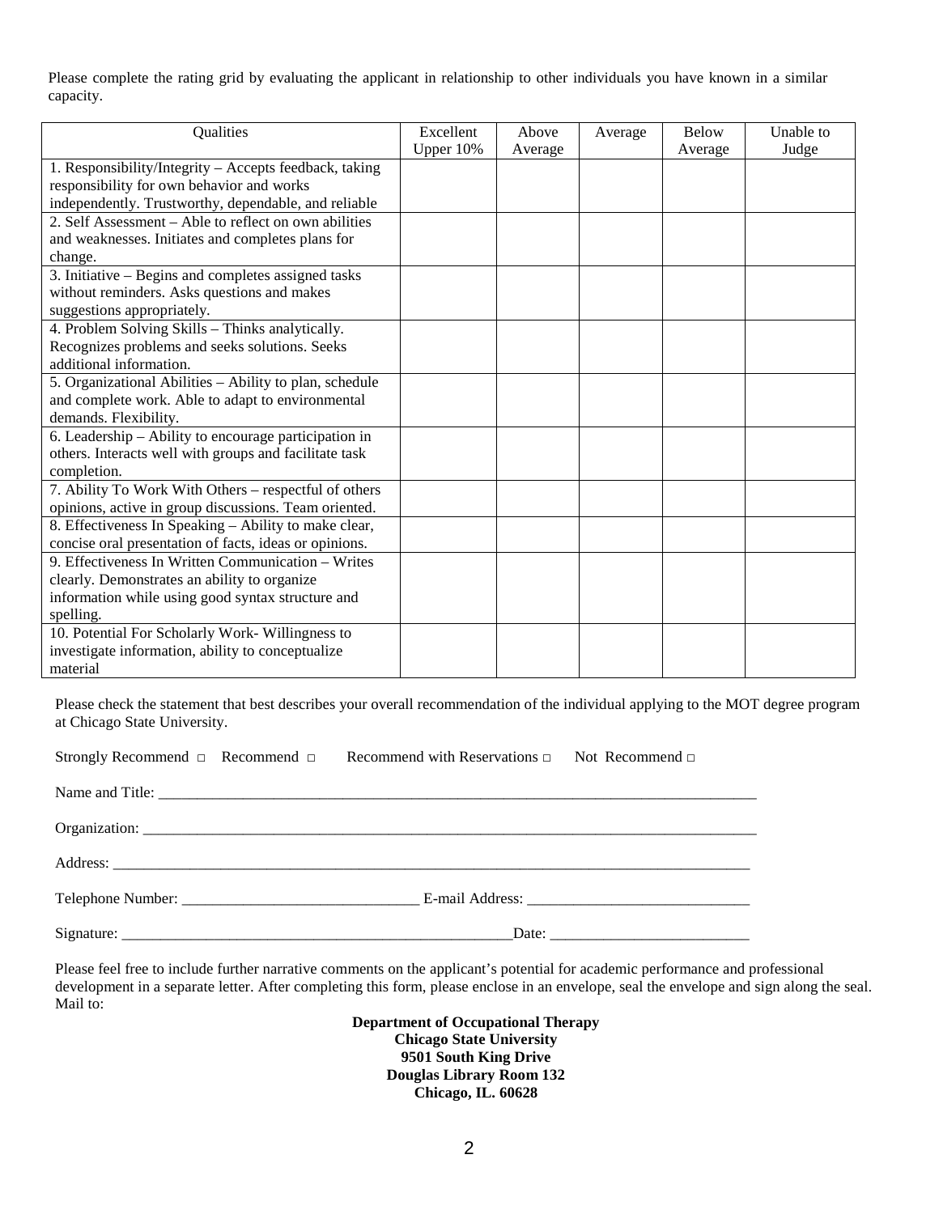Please complete the rating grid by evaluating the applicant in relationship to other individuals you have known in a similar capacity.

| Qualities | Excellent Upper 10% | Above Average | Average | Below Average | Unable to Judge |
|---|---|---|---|---|---|
| 1. Responsibility/Integrity – Accepts feedback, taking responsibility for own behavior and works independently. Trustworthy, dependable, and reliable | | | | | |
| 2. Self Assessment – Able to reflect on own abilities and weaknesses. Initiates and completes plans for change. | | | | | |
| 3. Initiative – Begins and completes assigned tasks without reminders. Asks questions and makes suggestions appropriately. | | | | | |
| 4. Problem Solving Skills – Thinks analytically. Recognizes problems and seeks solutions. Seeks additional information. | | | | | |
| 5. Organizational Abilities – Ability to plan, schedule and complete work. Able to adapt to environmental demands. Flexibility. | | | | | |
| 6. Leadership – Ability to encourage participation in others. Interacts well with groups and facilitate task completion. | | | | | |
| 7. Ability To Work With Others – respectful of others opinions, active in group discussions. Team oriented. | | | | | |
| 8. Effectiveness In Speaking – Ability to make clear, concise oral presentation of facts, ideas or opinions. | | | | | |
| 9. Effectiveness In Written Communication – Writes clearly. Demonstrates an ability to organize information while using good syntax structure and spelling. | | | | | |
| 10. Potential For Scholarly Work- Willingness to investigate information, ability to conceptualize material | | | | | |

Please check the statement that best describes your overall recommendation of the individual applying to the MOT degree program at Chicago State University.

Strongly Recommend □ Recommend □ Recommend with Reservations □ Not Recommend □

Name and Title: ______________________________________________________________________________

Organization: ________________________________________________________________________________

Address: ____________________________________________________________________________________

Telephone Number: ______________________________ E-mail Address: _____________________________

Signature: _____________________________________________________Date: _________________________

Please feel free to include further narrative comments on the applicant's potential for academic performance and professional development in a separate letter. After completing this form, please enclose in an envelope, seal the envelope and sign along the seal. Mail to:

**Department of Occupational Therapy**
**Chicago State University**
**9501 South King Drive**
**Douglas Library Room 132**
**Chicago, IL. 60628**